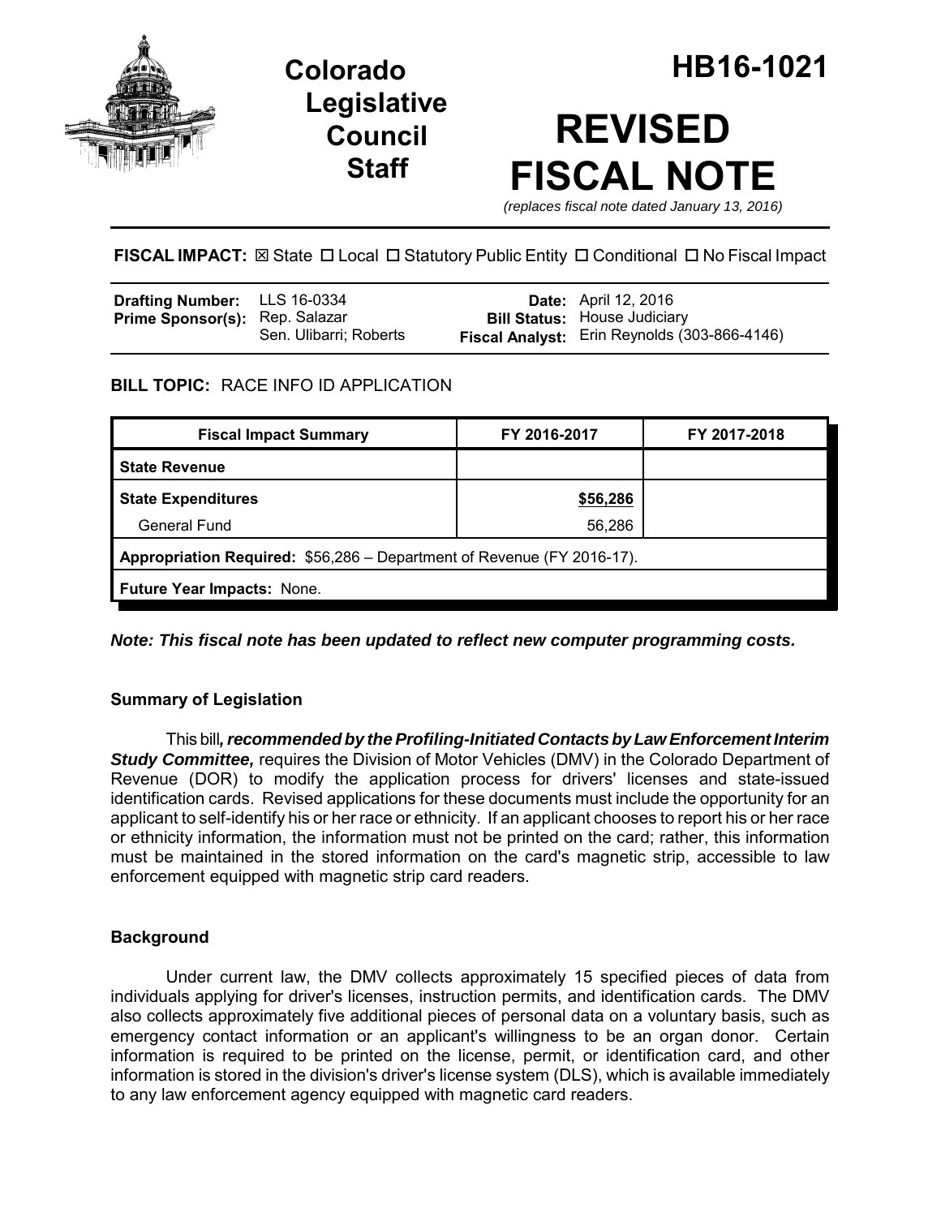# Colorado Legislative Council Staff

# HB16-1021

# REVISED FISCAL NOTE

*(replaces fiscal note dated January 13, 2016)*

**FISCAL IMPACT:** ☒ State ☐ Local ☐ Statutory Public Entity ☐ Conditional ☐ No Fiscal Impact

| | | | |
|---|---|---|---|
| **Drafting Number:** | LLS 16-0334 | **Date:** | April 12, 2016 |
| **Prime Sponsor(s):** | Rep. Salazar<br>Sen. Ulibarri; Roberts | **Bill Status:** | House Judiciary |
| | | **Fiscal Analyst:** | Erin Reynolds (303-866-4146) |

**BILL TOPIC:** RACE INFO ID APPLICATION

| Fiscal Impact Summary | FY 2016-2017 | FY 2017-2018 |
|---|---|---|
| **State Revenue** | | |
| **State Expenditures** | **$56,286** | |
| General Fund | 56,286 | |
| **Appropriation Required:** $56,286 – Department of Revenue (FY 2016-17). | | |
| **Future Year Impacts:** None. | | |

***Note: This fiscal note has been updated to reflect new computer programming costs.***

### Summary of Legislation

This bill***, recommended by the Profiling-Initiated Contacts by Law Enforcement Interim Study Committee,*** requires the Division of Motor Vehicles (DMV) in the Colorado Department of Revenue (DOR) to modify the application process for drivers' licenses and state-issued identification cards. Revised applications for these documents must include the opportunity for an applicant to self-identify his or her race or ethnicity. If an applicant chooses to report his or her race or ethnicity information, the information must not be printed on the card; rather, this information must be maintained in the stored information on the card's magnetic strip, accessible to law enforcement equipped with magnetic strip card readers.

### Background

Under current law, the DMV collects approximately 15 specified pieces of data from individuals applying for driver's licenses, instruction permits, and identification cards. The DMV also collects approximately five additional pieces of personal data on a voluntary basis, such as emergency contact information or an applicant's willingness to be an organ donor. Certain information is required to be printed on the license, permit, or identification card, and other information is stored in the division's driver's license system (DLS), which is available immediately to any law enforcement agency equipped with magnetic card readers.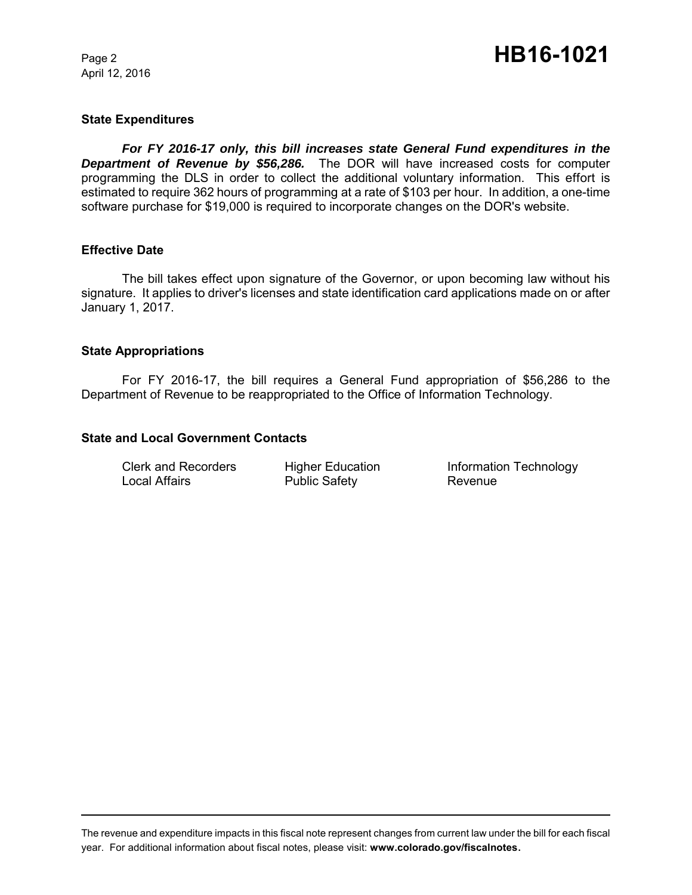## State Expenditures

***For FY 2016-17 only, this bill increases state General Fund expenditures in the Department of Revenue by $56,286.*** The DOR will have increased costs for computer programming the DLS in order to collect the additional voluntary information. This effort is estimated to require 362 hours of programming at a rate of $103 per hour. In addition, a one-time software purchase for $19,000 is required to incorporate changes on the DOR's website.

## Effective Date

The bill takes effect upon signature of the Governor, or upon becoming law without his signature. It applies to driver's licenses and state identification card applications made on or after January 1, 2017.

## State Appropriations

For FY 2016-17, the bill requires a General Fund appropriation of $56,286 to the Department of Revenue to be reappropriated to the Office of Information Technology.

## State and Local Government Contacts

| | | |
|---|---|---|
| Clerk and Recorders | Higher Education | Information Technology |
| Local Affairs | Public Safety | Revenue |

The revenue and expenditure impacts in this fiscal note represent changes from current law under the bill for each fiscal year. For additional information about fiscal notes, please visit: **www.colorado.gov/fiscalnotes.**